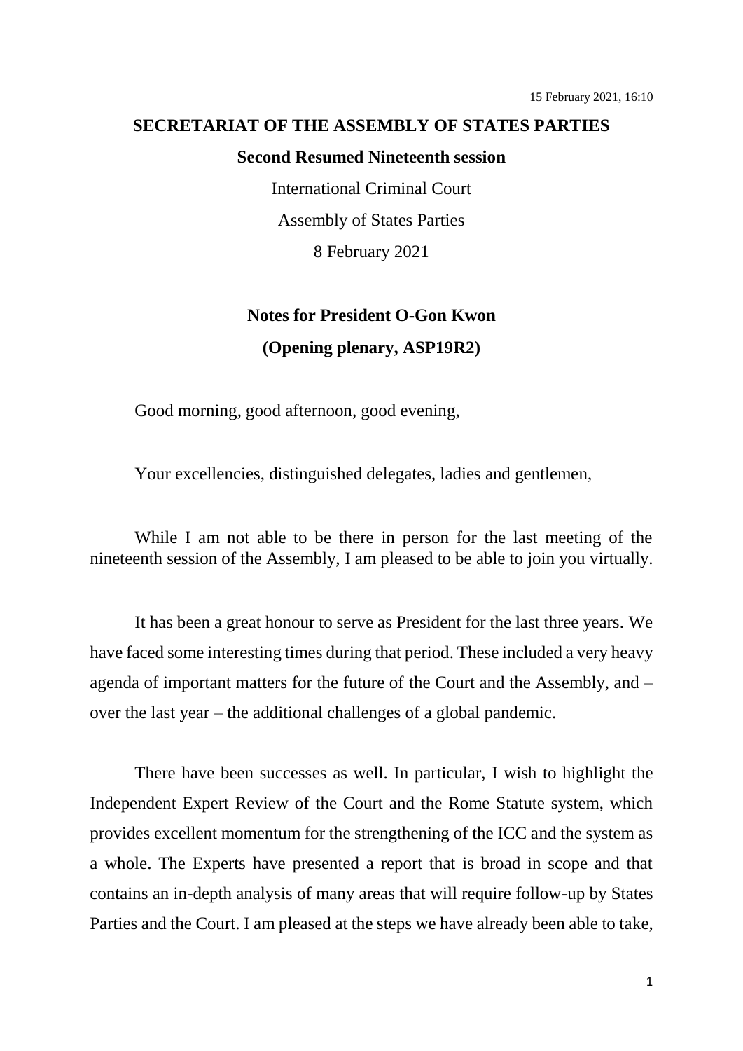15 February 2021, 16:10

**SECRETARIAT OF THE ASSEMBLY OF STATES PARTIES**

**Second Resumed Nineteenth session**

International Criminal Court

Assembly of States Parties

8 February 2021

**Notes for President O-Gon Kwon**

**(Opening plenary, ASP19R2)**

Good morning, good afternoon, good evening,

Your excellencies, distinguished delegates, ladies and gentlemen,

While I am not able to be there in person for the last meeting of the nineteenth session of the Assembly, I am pleased to be able to join you virtually.

It has been a great honour to serve as President for the last three years. We have faced some interesting times during that period. These included a very heavy agenda of important matters for the future of the Court and the Assembly, and – over the last year – the additional challenges of a global pandemic.

There have been successes as well. In particular, I wish to highlight the Independent Expert Review of the Court and the Rome Statute system, which provides excellent momentum for the strengthening of the ICC and the system as a whole. The Experts have presented a report that is broad in scope and that contains an in-depth analysis of many areas that will require follow-up by States Parties and the Court. I am pleased at the steps we have already been able to take,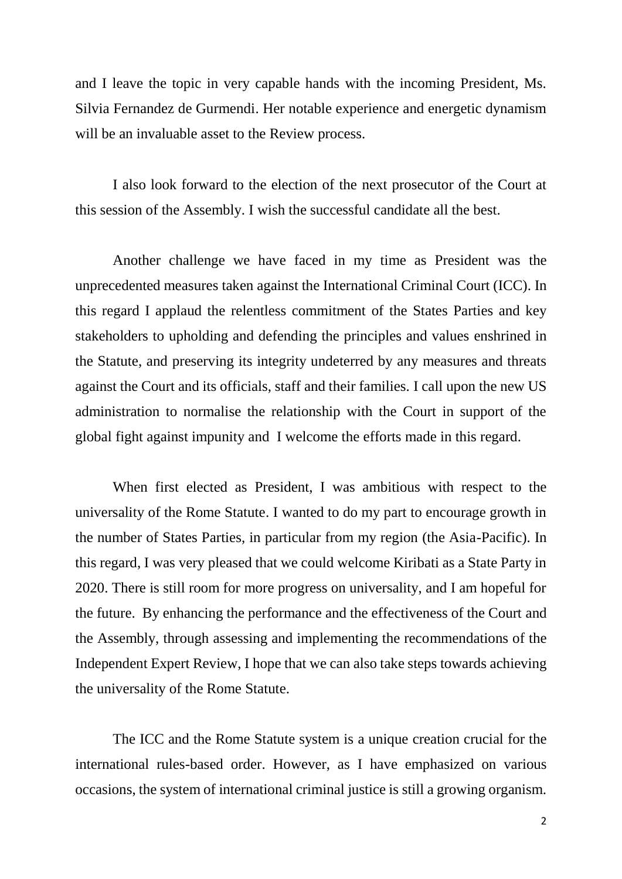and I leave the topic in very capable hands with the incoming President, Ms. Silvia Fernandez de Gurmendi. Her notable experience and energetic dynamism will be an invaluable asset to the Review process.

I also look forward to the election of the next prosecutor of the Court at this session of the Assembly. I wish the successful candidate all the best.

Another challenge we have faced in my time as President was the unprecedented measures taken against the International Criminal Court (ICC). In this regard I applaud the relentless commitment of the States Parties and key stakeholders to upholding and defending the principles and values enshrined in the Statute, and preserving its integrity undeterred by any measures and threats against the Court and its officials, staff and their families. I call upon the new US administration to normalise the relationship with the Court in support of the global fight against impunity and I welcome the efforts made in this regard.

When first elected as President, I was ambitious with respect to the universality of the Rome Statute. I wanted to do my part to encourage growth in the number of States Parties, in particular from my region (the Asia-Pacific). In this regard, I was very pleased that we could welcome Kiribati as a State Party in 2020. There is still room for more progress on universality, and I am hopeful for the future. By enhancing the performance and the effectiveness of the Court and the Assembly, through assessing and implementing the recommendations of the Independent Expert Review, I hope that we can also take steps towards achieving the universality of the Rome Statute.

The ICC and the Rome Statute system is a unique creation crucial for the international rules-based order. However, as I have emphasized on various occasions, the system of international criminal justice is still a growing organism.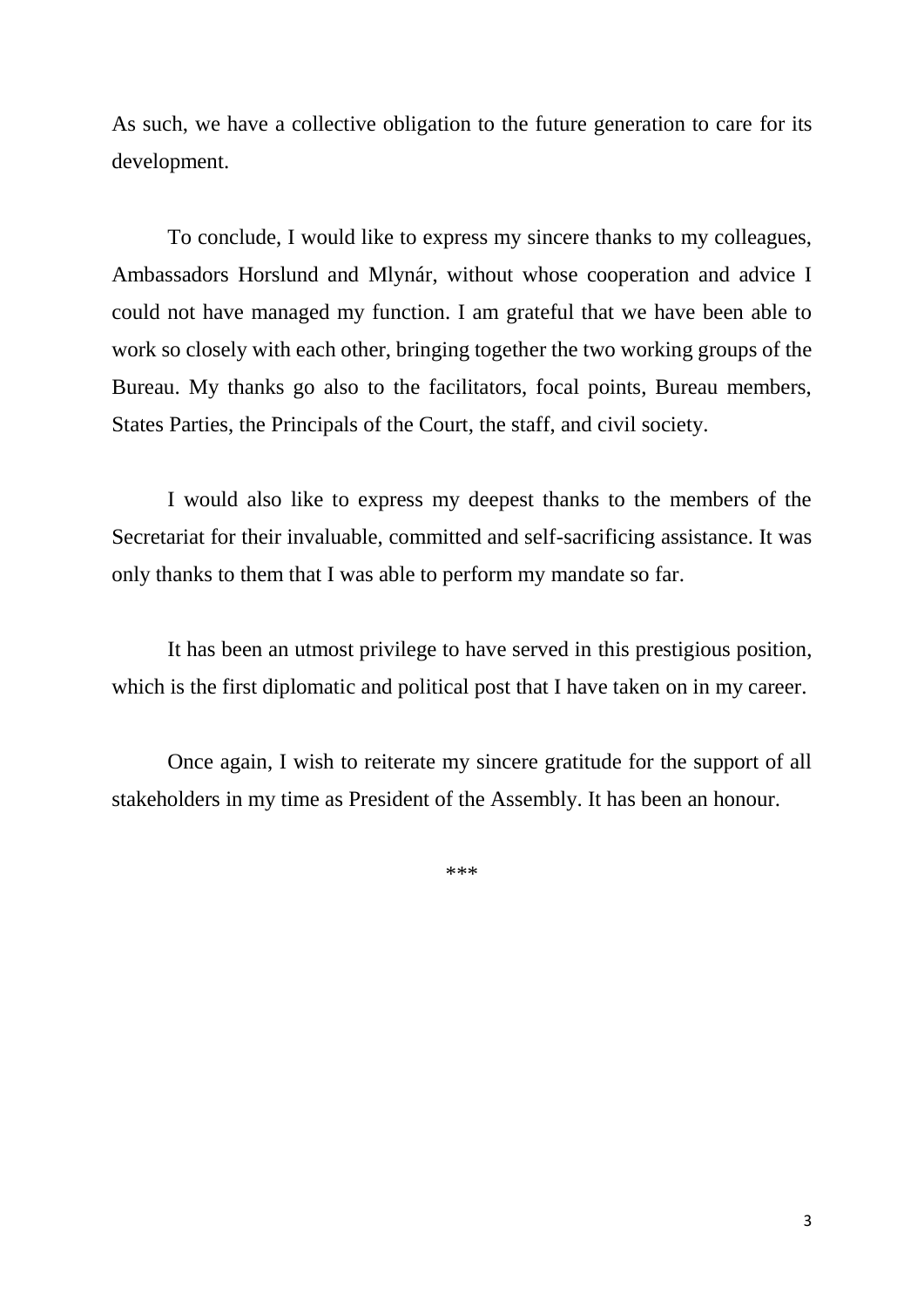As such, we have a collective obligation to the future generation to care for its development.

To conclude, I would like to express my sincere thanks to my colleagues, Ambassadors Horslund and Mlynár, without whose cooperation and advice I could not have managed my function. I am grateful that we have been able to work so closely with each other, bringing together the two working groups of the Bureau. My thanks go also to the facilitators, focal points, Bureau members, States Parties, the Principals of the Court, the staff, and civil society.

I would also like to express my deepest thanks to the members of the Secretariat for their invaluable, committed and self-sacrificing assistance. It was only thanks to them that I was able to perform my mandate so far.

It has been an utmost privilege to have served in this prestigious position, which is the first diplomatic and political post that I have taken on in my career.

Once again, I wish to reiterate my sincere gratitude for the support of all stakeholders in my time as President of the Assembly. It has been an honour.

***